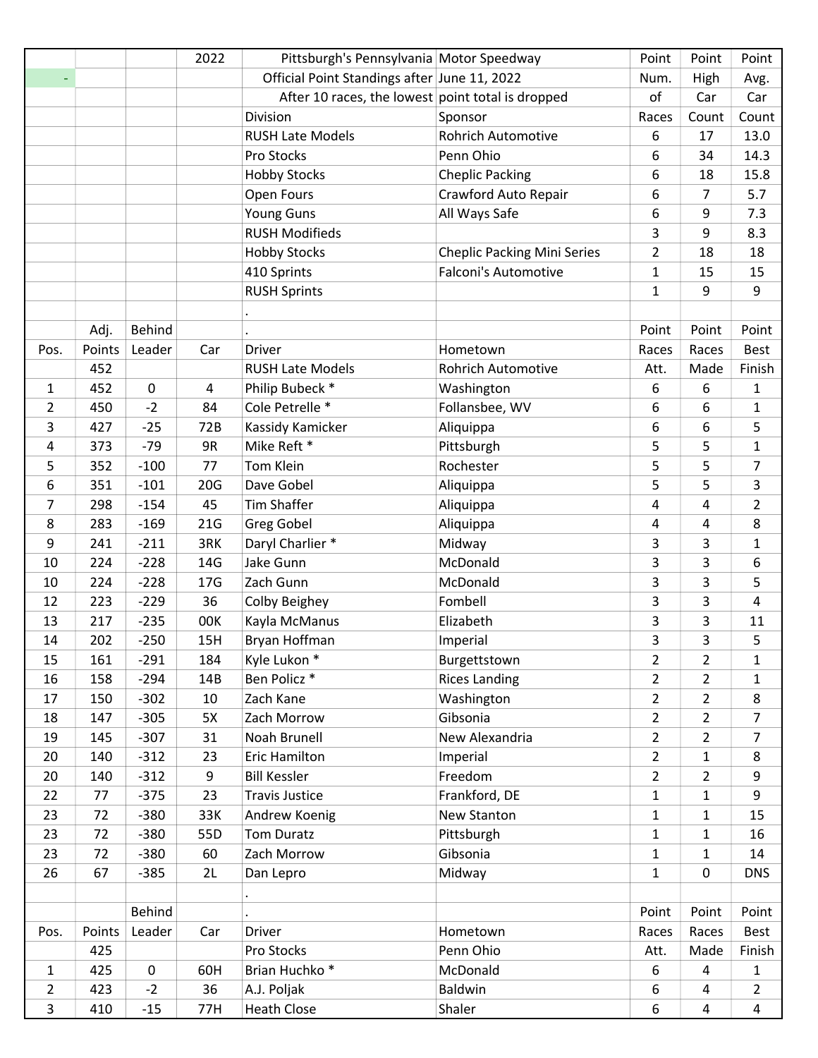| | | | 2022 | Pittsburgh's Pennsylvania | Motor Speedway | Point | Point | Point |
|---|---|---|---|---|---|---|---|---|
| - | | | | Official Point Standings after | June 11, 2022 | Num. | High | Avg. |
| | | | | After 10 races, the lowest | point total is dropped | of | Car | Car |
| | | | | Division | Sponsor | Races | Count | Count |
| | | | | RUSH Late Models | Rohrich Automotive | 6 | 17 | 13.0 |
| | | | | Pro Stocks | Penn Ohio | 6 | 34 | 14.3 |
| | | | | Hobby Stocks | Cheplic Packing | 6 | 18 | 15.8 |
| | | | | Open Fours | Crawford Auto Repair | 6 | 7 | 5.7 |
| | | | | Young Guns | All Ways Safe | 6 | 9 | 7.3 |
| | | | | RUSH Modifieds | | 3 | 9 | 8.3 |
| | | | | Hobby Stocks | Cheplic Packing Mini Series | 2 | 18 | 18 |
| | | | | 410 Sprints | Falconi's Automotive | 1 | 15 | 15 |
| | | | | RUSH Sprints | | 1 | 9 | 9 |
| | | | | . | | | | |

| | Adj. | Behind | | . | | Point | Point | Point |
|---|---|---|---|---|---|---|---|---|
| Pos. | Points | Leader | Car | Driver | Hometown | Races | Races | Best |
| | 452 | | | RUSH Late Models | Rohrich Automotive | Att. | Made | Finish |
| 1 | 452 | 0 | 4 | Philip Bubeck * | Washington | 6 | 6 | 1 |
| 2 | 450 | -2 | 84 | Cole Petrelle * | Follansbee, WV | 6 | 6 | 1 |
| 3 | 427 | -25 | 72B | Kassidy Kamicker | Aliquippa | 6 | 6 | 5 |
| 4 | 373 | -79 | 9R | Mike Reft * | Pittsburgh | 5 | 5 | 1 |
| 5 | 352 | -100 | 77 | Tom Klein | Rochester | 5 | 5 | 7 |
| 6 | 351 | -101 | 20G | Dave Gobel | Aliquippa | 5 | 5 | 3 |
| 7 | 298 | -154 | 45 | Tim Shaffer | Aliquippa | 4 | 4 | 2 |
| 8 | 283 | -169 | 21G | Greg Gobel | Aliquippa | 4 | 4 | 8 |
| 9 | 241 | -211 | 3RK | Daryl Charlier * | Midway | 3 | 3 | 1 |
| 10 | 224 | -228 | 14G | Jake Gunn | McDonald | 3 | 3 | 6 |
| 10 | 224 | -228 | 17G | Zach Gunn | McDonald | 3 | 3 | 5 |
| 12 | 223 | -229 | 36 | Colby Beighey | Fombell | 3 | 3 | 4 |
| 13 | 217 | -235 | 00K | Kayla McManus | Elizabeth | 3 | 3 | 11 |
| 14 | 202 | -250 | 15H | Bryan Hoffman | Imperial | 3 | 3 | 5 |
| 15 | 161 | -291 | 184 | Kyle Lukon * | Burgettstown | 2 | 2 | 1 |
| 16 | 158 | -294 | 14B | Ben Policz * | Rices Landing | 2 | 2 | 1 |
| 17 | 150 | -302 | 10 | Zach Kane | Washington | 2 | 2 | 8 |
| 18 | 147 | -305 | 5X | Zach Morrow | Gibsonia | 2 | 2 | 7 |
| 19 | 145 | -307 | 31 | Noah Brunell | New Alexandria | 2 | 2 | 7 |
| 20 | 140 | -312 | 23 | Eric Hamilton | Imperial | 2 | 1 | 8 |
| 20 | 140 | -312 | 9 | Bill Kessler | Freedom | 2 | 2 | 9 |
| 22 | 77 | -375 | 23 | Travis Justice | Frankford, DE | 1 | 1 | 9 |
| 23 | 72 | -380 | 33K | Andrew Koenig | New Stanton | 1 | 1 | 15 |
| 23 | 72 | -380 | 55D | Tom Duratz | Pittsburgh | 1 | 1 | 16 |
| 23 | 72 | -380 | 60 | Zach Morrow | Gibsonia | 1 | 1 | 14 |
| 26 | 67 | -385 | 2L | Dan Lepro | Midway | 1 | 0 | DNS |
| | | | | . | | | | |

| | | Behind | | . | | Point | Point | Point |
|---|---|---|---|---|---|---|---|---|
| Pos. | Points | Leader | Car | Driver | Hometown | Races | Races | Best |
| | 425 | | | Pro Stocks | Penn Ohio | Att. | Made | Finish |
| 1 | 425 | 0 | 60H | Brian Huchko * | McDonald | 6 | 4 | 1 |
| 2 | 423 | -2 | 36 | A.J. Poljak | Baldwin | 6 | 4 | 2 |
| 3 | 410 | -15 | 77H | Heath Close | Shaler | 6 | 4 | 4 |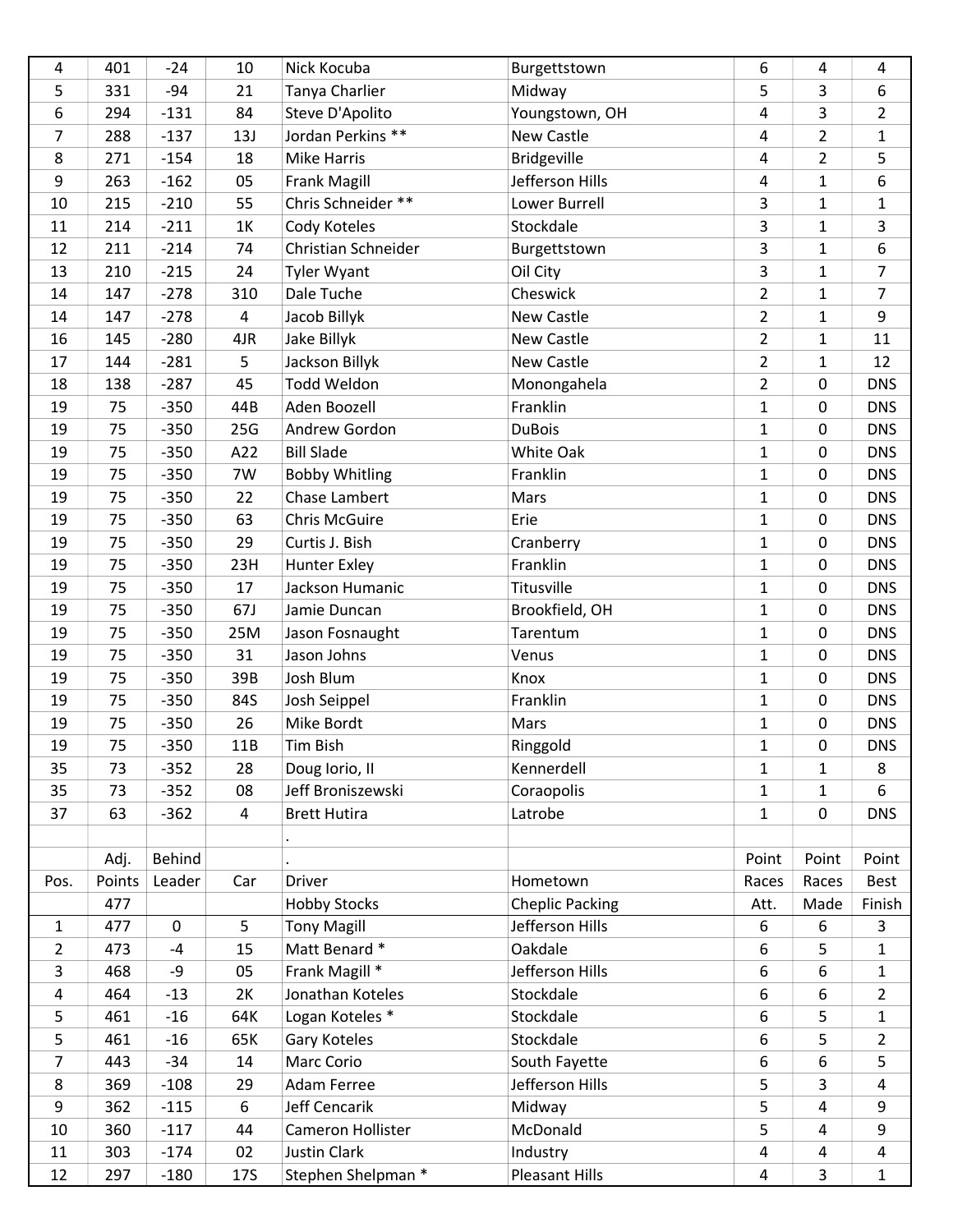| | | | | | | | | |
|---|---|---|---|---|---|---|---|---|
| 4 | 401 | -24 | 10 | Nick Kocuba | Burgettstown | 6 | 4 | 4 |
| 5 | 331 | -94 | 21 | Tanya Charlier | Midway | 5 | 3 | 6 |
| 6 | 294 | -131 | 84 | Steve D'Apolito | Youngstown, OH | 4 | 3 | 2 |
| 7 | 288 | -137 | 13J | Jordan Perkins ** | New Castle | 4 | 2 | 1 |
| 8 | 271 | -154 | 18 | Mike Harris | Bridgeville | 4 | 2 | 5 |
| 9 | 263 | -162 | 05 | Frank Magill | Jefferson Hills | 4 | 1 | 6 |
| 10 | 215 | -210 | 55 | Chris Schneider ** | Lower Burrell | 3 | 1 | 1 |
| 11 | 214 | -211 | 1K | Cody Koteles | Stockdale | 3 | 1 | 3 |
| 12 | 211 | -214 | 74 | Christian Schneider | Burgettstown | 3 | 1 | 6 |
| 13 | 210 | -215 | 24 | Tyler Wyant | Oil City | 3 | 1 | 7 |
| 14 | 147 | -278 | 310 | Dale Tuche | Cheswick | 2 | 1 | 7 |
| 14 | 147 | -278 | 4 | Jacob Billyk | New Castle | 2 | 1 | 9 |
| 16 | 145 | -280 | 4JR | Jake Billyk | New Castle | 2 | 1 | 11 |
| 17 | 144 | -281 | 5 | Jackson Billyk | New Castle | 2 | 1 | 12 |
| 18 | 138 | -287 | 45 | Todd Weldon | Monongahela | 2 | 0 | DNS |
| 19 | 75 | -350 | 44B | Aden Boozell | Franklin | 1 | 0 | DNS |
| 19 | 75 | -350 | 25G | Andrew Gordon | DuBois | 1 | 0 | DNS |
| 19 | 75 | -350 | A22 | Bill Slade | White Oak | 1 | 0 | DNS |
| 19 | 75 | -350 | 7W | Bobby Whitling | Franklin | 1 | 0 | DNS |
| 19 | 75 | -350 | 22 | Chase Lambert | Mars | 1 | 0 | DNS |
| 19 | 75 | -350 | 63 | Chris McGuire | Erie | 1 | 0 | DNS |
| 19 | 75 | -350 | 29 | Curtis J. Bish | Cranberry | 1 | 0 | DNS |
| 19 | 75 | -350 | 23H | Hunter Exley | Franklin | 1 | 0 | DNS |
| 19 | 75 | -350 | 17 | Jackson Humanic | Titusville | 1 | 0 | DNS |
| 19 | 75 | -350 | 67J | Jamie Duncan | Brookfield, OH | 1 | 0 | DNS |
| 19 | 75 | -350 | 25M | Jason Fosnaught | Tarentum | 1 | 0 | DNS |
| 19 | 75 | -350 | 31 | Jason Johns | Venus | 1 | 0 | DNS |
| 19 | 75 | -350 | 39B | Josh Blum | Knox | 1 | 0 | DNS |
| 19 | 75 | -350 | 84S | Josh Seippel | Franklin | 1 | 0 | DNS |
| 19 | 75 | -350 | 26 | Mike Bordt | Mars | 1 | 0 | DNS |
| 19 | 75 | -350 | 11B | Tim Bish | Ringgold | 1 | 0 | DNS |
| 35 | 73 | -352 | 28 | Doug Iorio, II | Kennerdell | 1 | 1 | 8 |
| 35 | 73 | -352 | 08 | Jeff Broniszewski | Coraopolis | 1 | 1 | 6 |
| 37 | 63 | -362 | 4 | Brett Hutira | Latrobe | 1 | 0 | DNS |
| | | | | . | | | | |

| Pos. | Adj. Points | Behind Leader | Car | Driver | Hometown | Point Races Att. | Point Races Made | Point Best Finish |
|---|---|---|---|---|---|---|---|---|
| | 477 | | | Hobby Stocks | Cheplic Packing | | | |
| 1 | 477 | 0 | 5 | Tony Magill | Jefferson Hills | 6 | 6 | 3 |
| 2 | 473 | -4 | 15 | Matt Benard * | Oakdale | 6 | 5 | 1 |
| 3 | 468 | -9 | 05 | Frank Magill * | Jefferson Hills | 6 | 6 | 1 |
| 4 | 464 | -13 | 2K | Jonathan Koteles | Stockdale | 6 | 6 | 2 |
| 5 | 461 | -16 | 64K | Logan Koteles * | Stockdale | 6 | 5 | 1 |
| 5 | 461 | -16 | 65K | Gary Koteles | Stockdale | 6 | 5 | 2 |
| 7 | 443 | -34 | 14 | Marc Corio | South Fayette | 6 | 6 | 5 |
| 8 | 369 | -108 | 29 | Adam Ferree | Jefferson Hills | 5 | 3 | 4 |
| 9 | 362 | -115 | 6 | Jeff Cencarik | Midway | 5 | 4 | 9 |
| 10 | 360 | -117 | 44 | Cameron Hollister | McDonald | 5 | 4 | 9 |
| 11 | 303 | -174 | 02 | Justin Clark | Industry | 4 | 4 | 4 |
| 12 | 297 | -180 | 17S | Stephen Shelpman * | Pleasant Hills | 4 | 3 | 1 |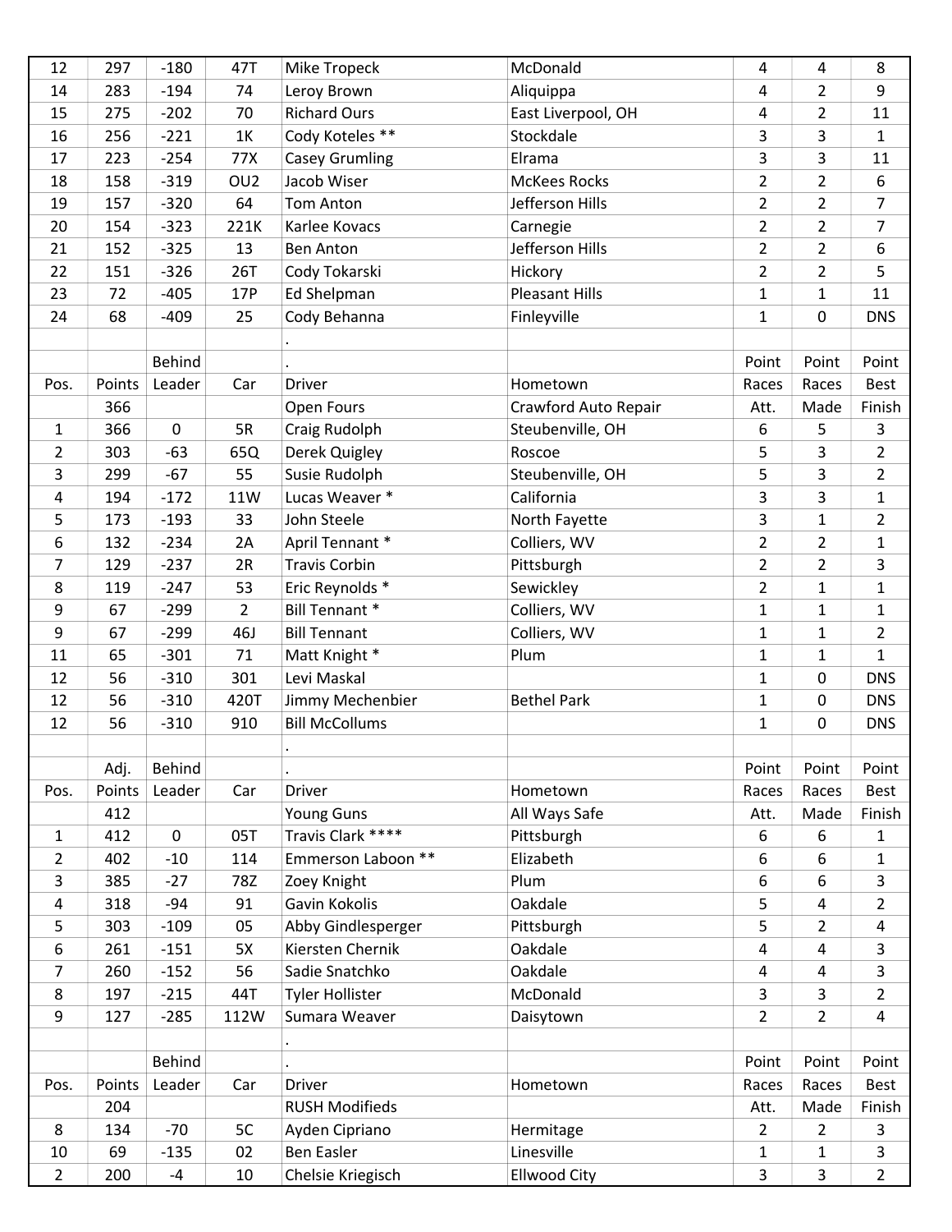| | | | | | | | | |
|---|---|---|---|---|---|---|---|---|
| 12 | 297 | -180 | 47T | Mike Tropeck | McDonald | 4 | 4 | 8 |
| 14 | 283 | -194 | 74 | Leroy Brown | Aliquippa | 4 | 2 | 9 |
| 15 | 275 | -202 | 70 | Richard Ours | East Liverpool, OH | 4 | 2 | 11 |
| 16 | 256 | -221 | 1K | Cody Koteles ** | Stockdale | 3 | 3 | 1 |
| 17 | 223 | -254 | 77X | Casey Grumling | Elrama | 3 | 3 | 11 |
| 18 | 158 | -319 | OU2 | Jacob Wiser | McKees Rocks | 2 | 2 | 6 |
| 19 | 157 | -320 | 64 | Tom Anton | Jefferson Hills | 2 | 2 | 7 |
| 20 | 154 | -323 | 221K | Karlee Kovacs | Carnegie | 2 | 2 | 7 |
| 21 | 152 | -325 | 13 | Ben Anton | Jefferson Hills | 2 | 2 | 6 |
| 22 | 151 | -326 | 26T | Cody Tokarski | Hickory | 2 | 2 | 5 |
| 23 | 72 | -405 | 17P | Ed Shelpman | Pleasant Hills | 1 | 1 | 11 |
| 24 | 68 | -409 | 25 | Cody Behanna | Finleyville | 1 | 0 | DNS |

| Pos. | Points | Behind Leader | Car | Driver | Hometown | Point Races Att. | Point Races Made | Point Best Finish |
|---|---|---|---|---|---|---|---|---|
| | 366 | | | Open Fours | Crawford Auto Repair | | | |
| 1 | 366 | 0 | 5R | Craig Rudolph | Steubenville, OH | 6 | 5 | 3 |
| 2 | 303 | -63 | 65Q | Derek Quigley | Roscoe | 5 | 3 | 2 |
| 3 | 299 | -67 | 55 | Susie Rudolph | Steubenville, OH | 5 | 3 | 2 |
| 4 | 194 | -172 | 11W | Lucas Weaver * | California | 3 | 3 | 1 |
| 5 | 173 | -193 | 33 | John Steele | North Fayette | 3 | 1 | 2 |
| 6 | 132 | -234 | 2A | April Tennant * | Colliers, WV | 2 | 2 | 1 |
| 7 | 129 | -237 | 2R | Travis Corbin | Pittsburgh | 2 | 2 | 3 |
| 8 | 119 | -247 | 53 | Eric Reynolds * | Sewickley | 2 | 1 | 1 |
| 9 | 67 | -299 | 2 | Bill Tennant * | Colliers, WV | 1 | 1 | 1 |
| 9 | 67 | -299 | 46J | Bill Tennant | Colliers, WV | 1 | 1 | 2 |
| 11 | 65 | -301 | 71 | Matt Knight * | Plum | 1 | 1 | 1 |
| 12 | 56 | -310 | 301 | Levi Maskal | | 1 | 0 | DNS |
| 12 | 56 | -310 | 420T | Jimmy Mechenbier | Bethel Park | 1 | 0 | DNS |
| 12 | 56 | -310 | 910 | Bill McCollums | | 1 | 0 | DNS |

| Pos. | Adj. Points | Behind Leader | Car | Driver | Hometown | Point Races Att. | Point Races Made | Point Best Finish |
|---|---|---|---|---|---|---|---|---|
| | 412 | | | Young Guns | All Ways Safe | | | |
| 1 | 412 | 0 | 05T | Travis Clark **** | Pittsburgh | 6 | 6 | 1 |
| 2 | 402 | -10 | 114 | Emmerson Laboon ** | Elizabeth | 6 | 6 | 1 |
| 3 | 385 | -27 | 78Z | Zoey Knight | Plum | 6 | 6 | 3 |
| 4 | 318 | -94 | 91 | Gavin Kokolis | Oakdale | 5 | 4 | 2 |
| 5 | 303 | -109 | 05 | Abby Gindlesperger | Pittsburgh | 5 | 2 | 4 |
| 6 | 261 | -151 | 5X | Kiersten Chernik | Oakdale | 4 | 4 | 3 |
| 7 | 260 | -152 | 56 | Sadie Snatchko | Oakdale | 4 | 4 | 3 |
| 8 | 197 | -215 | 44T | Tyler Hollister | McDonald | 3 | 3 | 2 |
| 9 | 127 | -285 | 112W | Sumara Weaver | Daisytown | 2 | 2 | 4 |

| Pos. | Points | Behind Leader | Car | Driver | Hometown | Point Races Att. | Point Races Made | Point Best Finish |
|---|---|---|---|---|---|---|---|---|
| | 204 | | | RUSH Modifieds | | | | |
| 8 | 134 | -70 | 5C | Ayden Cipriano | Hermitage | 2 | 2 | 3 |
| 10 | 69 | -135 | 02 | Ben Easler | Linesville | 1 | 1 | 3 |
| 2 | 200 | -4 | 10 | Chelsie Kriegisch | Ellwood City | 3 | 3 | 2 |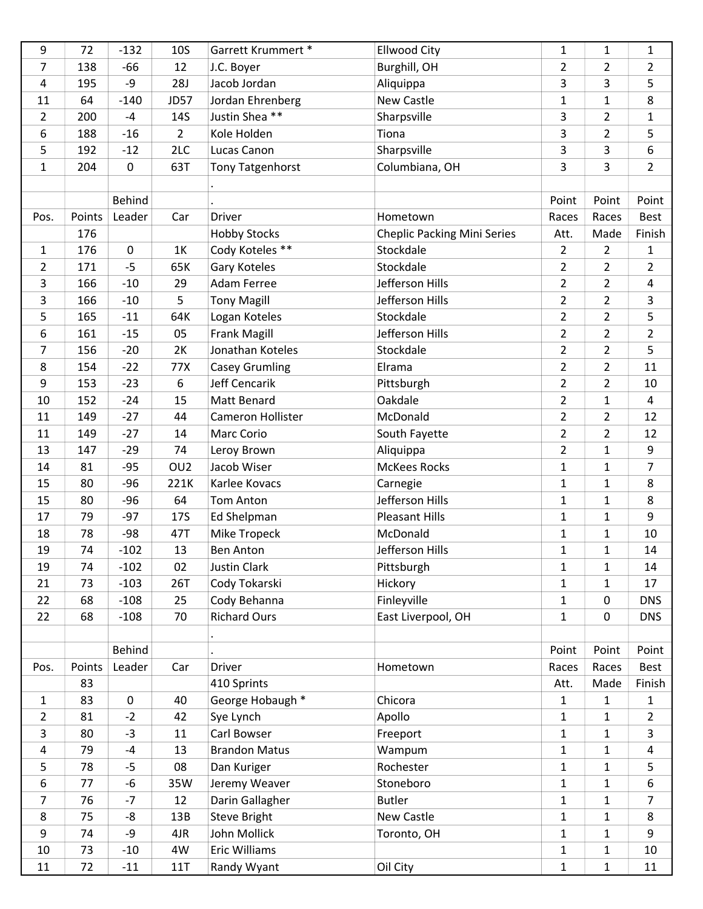| | | | | | | | | |
|---|---|---|---|---|---|---|---|---|
| 9 | 72 | -132 | 10S | Garrett Krummert * | Ellwood City | 1 | 1 | 1 |
| 7 | 138 | -66 | 12 | J.C. Boyer | Burghill, OH | 2 | 2 | 2 |
| 4 | 195 | -9 | 28J | Jacob Jordan | Aliquippa | 3 | 3 | 5 |
| 11 | 64 | -140 | JD57 | Jordan Ehrenberg | New Castle | 1 | 1 | 8 |
| 2 | 200 | -4 | 14S | Justin Shea ** | Sharpsville | 3 | 2 | 1 |
| 6 | 188 | -16 | 2 | Kole Holden | Tiona | 3 | 2 | 5 |
| 5 | 192 | -12 | 2LC | Lucas Canon | Sharpsville | 3 | 3 | 6 |
| 1 | 204 | 0 | 63T | Tony Tatgenhorst | Columbiana, OH | 3 | 3 | 2 |
| | | | | . | | | | |

| | | Behind | | . | | Point | Point | Point |
|---|---|---|---|---|---|---|---|---|
| Pos. | Points | Leader | Car | Driver | Hometown | Races | Races | Best |
| | 176 | | | Hobby Stocks | Cheplic Packing Mini Series | Att. | Made | Finish |
| 1 | 176 | 0 | 1K | Cody Koteles ** | Stockdale | 2 | 2 | 1 |
| 2 | 171 | -5 | 65K | Gary Koteles | Stockdale | 2 | 2 | 2 |
| 3 | 166 | -10 | 29 | Adam Ferree | Jefferson Hills | 2 | 2 | 4 |
| 3 | 166 | -10 | 5 | Tony Magill | Jefferson Hills | 2 | 2 | 3 |
| 5 | 165 | -11 | 64K | Logan Koteles | Stockdale | 2 | 2 | 5 |
| 6 | 161 | -15 | 05 | Frank Magill | Jefferson Hills | 2 | 2 | 2 |
| 7 | 156 | -20 | 2K | Jonathan Koteles | Stockdale | 2 | 2 | 5 |
| 8 | 154 | -22 | 77X | Casey Grumling | Elrama | 2 | 2 | 11 |
| 9 | 153 | -23 | 6 | Jeff Cencarik | Pittsburgh | 2 | 2 | 10 |
| 10 | 152 | -24 | 15 | Matt Benard | Oakdale | 2 | 1 | 4 |
| 11 | 149 | -27 | 44 | Cameron Hollister | McDonald | 2 | 2 | 12 |
| 11 | 149 | -27 | 14 | Marc Corio | South Fayette | 2 | 2 | 12 |
| 13 | 147 | -29 | 74 | Leroy Brown | Aliquippa | 2 | 1 | 9 |
| 14 | 81 | -95 | OU2 | Jacob Wiser | McKees Rocks | 1 | 1 | 7 |
| 15 | 80 | -96 | 221K | Karlee Kovacs | Carnegie | 1 | 1 | 8 |
| 15 | 80 | -96 | 64 | Tom Anton | Jefferson Hills | 1 | 1 | 8 |
| 17 | 79 | -97 | 17S | Ed Shelpman | Pleasant Hills | 1 | 1 | 9 |
| 18 | 78 | -98 | 47T | Mike Tropeck | McDonald | 1 | 1 | 10 |
| 19 | 74 | -102 | 13 | Ben Anton | Jefferson Hills | 1 | 1 | 14 |
| 19 | 74 | -102 | 02 | Justin Clark | Pittsburgh | 1 | 1 | 14 |
| 21 | 73 | -103 | 26T | Cody Tokarski | Hickory | 1 | 1 | 17 |
| 22 | 68 | -108 | 25 | Cody Behanna | Finleyville | 1 | 0 | DNS |
| 22 | 68 | -108 | 70 | Richard Ours | East Liverpool, OH | 1 | 0 | DNS |
| | | | | . | | | | |

| | | Behind | | . | | Point | Point | Point |
|---|---|---|---|---|---|---|---|---|
| Pos. | Points | Leader | Car | Driver | Hometown | Races | Races | Best |
| | 83 | | | 410 Sprints | | Att. | Made | Finish |
| 1 | 83 | 0 | 40 | George Hobaugh * | Chicora | 1 | 1 | 1 |
| 2 | 81 | -2 | 42 | Sye Lynch | Apollo | 1 | 1 | 2 |
| 3 | 80 | -3 | 11 | Carl Bowser | Freeport | 1 | 1 | 3 |
| 4 | 79 | -4 | 13 | Brandon Matus | Wampum | 1 | 1 | 4 |
| 5 | 78 | -5 | 08 | Dan Kuriger | Rochester | 1 | 1 | 5 |
| 6 | 77 | -6 | 35W | Jeremy Weaver | Stoneboro | 1 | 1 | 6 |
| 7 | 76 | -7 | 12 | Darin Gallagher | Butler | 1 | 1 | 7 |
| 8 | 75 | -8 | 13B | Steve Bright | New Castle | 1 | 1 | 8 |
| 9 | 74 | -9 | 4JR | John Mollick | Toronto, OH | 1 | 1 | 9 |
| 10 | 73 | -10 | 4W | Eric Williams | | 1 | 1 | 10 |
| 11 | 72 | -11 | 11T | Randy Wyant | Oil City | 1 | 1 | 11 |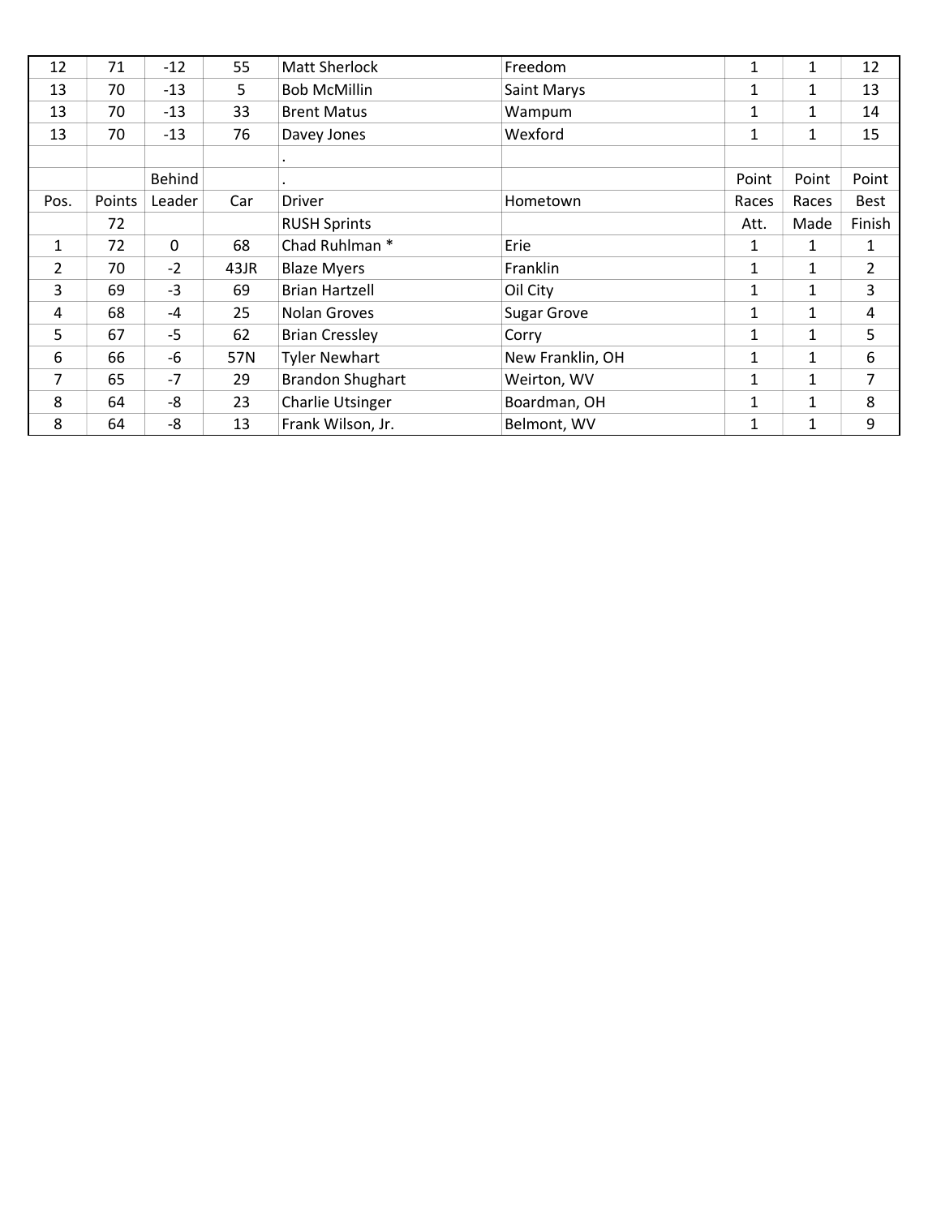| | | | | | | | | |
|---|---|---|---|---|---|---|---|---|
| 12 | 71 | -12 | 55 | Matt Sherlock | Freedom | 1 | 1 | 12 |
| 13 | 70 | -13 | 5 | Bob McMillin | Saint Marys | 1 | 1 | 13 |
| 13 | 70 | -13 | 33 | Brent Matus | Wampum | 1 | 1 | 14 |
| 13 | 70 | -13 | 76 | Davey Jones | Wexford | 1 | 1 | 15 |
| | | | | . | | | | |
| | | Behind | | . | | Point | Point | Point |
| Pos. | Points | Leader | Car | Driver | Hometown | Races | Races | Best |
| | 72 | | | RUSH Sprints | | Att. | Made | Finish |
| 1 | 72 | 0 | 68 | Chad Ruhlman * | Erie | 1 | 1 | 1 |
| 2 | 70 | -2 | 43JR | Blaze Myers | Franklin | 1 | 1 | 2 |
| 3 | 69 | -3 | 69 | Brian Hartzell | Oil City | 1 | 1 | 3 |
| 4 | 68 | -4 | 25 | Nolan Groves | Sugar Grove | 1 | 1 | 4 |
| 5 | 67 | -5 | 62 | Brian Cressley | Corry | 1 | 1 | 5 |
| 6 | 66 | -6 | 57N | Tyler Newhart | New Franklin, OH | 1 | 1 | 6 |
| 7 | 65 | -7 | 29 | Brandon Shughart | Weirton, WV | 1 | 1 | 7 |
| 8 | 64 | -8 | 23 | Charlie Utsinger | Boardman, OH | 1 | 1 | 8 |
| 8 | 64 | -8 | 13 | Frank Wilson, Jr. | Belmont, WV | 1 | 1 | 9 |